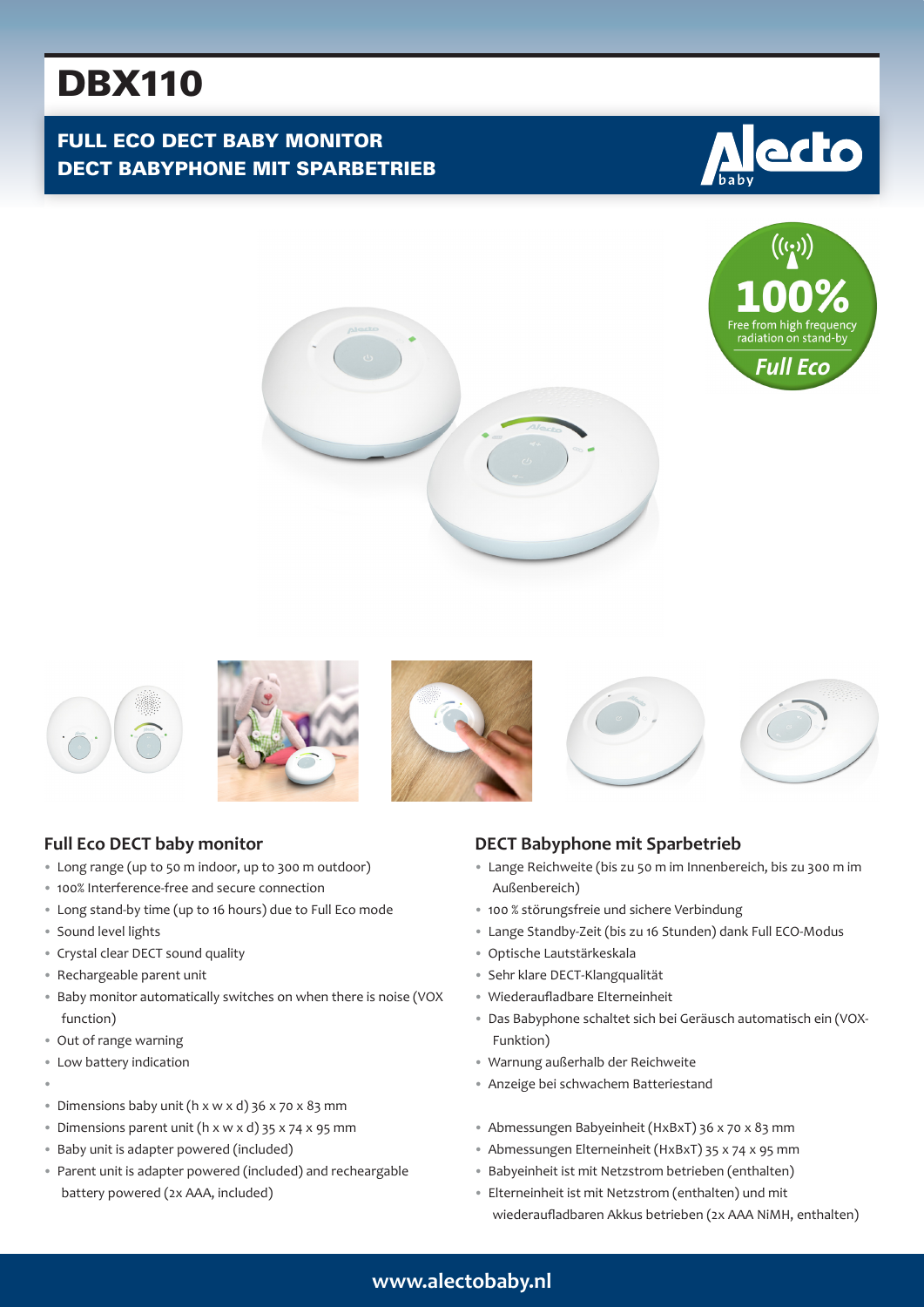# DBX110

## FULL ECO DECT BABY MONITOR
## DECT BABYPHONE MIT SPARBETRIEB

100%
Free from high frequency radiation on stand-by
Full Eco

### Full Eco DECT baby monitor

- Long range (up to 50 m indoor, up to 300 m outdoor)
- 100% Interference-free and secure connection
- Long stand-by time (up to 16 hours) due to Full Eco mode
- Sound level lights
- Crystal clear DECT sound quality
- Rechargeable parent unit
- Baby monitor automatically switches on when there is noise (VOX function)
- Out of range warning
- Low battery indication
- 
- Dimensions baby unit (h x w x d) 36 x 70 x 83 mm
- Dimensions parent unit (h x w x d) 35 x 74 x 95 mm
- Baby unit is adapter powered (included)
- Parent unit is adapter powered (included) and recheargable battery powered (2x AAA, included)

### DECT Babyphone mit Sparbetrieb

- Lange Reichweite (bis zu 50 m im Innenbereich, bis zu 300 m im Außenbereich)
- 100 % störungsfreie und sichere Verbindung
- Lange Standby-Zeit (bis zu 16 Stunden) dank Full ECO-Modus
- Optische Lautstärkeskala
- Sehr klare DECT-Klangqualität
- Wiederaufladbare Elterneinheit
- Das Babyphone schaltet sich bei Geräusch automatisch ein (VOX-Funktion)
- Warnung außerhalb der Reichweite
- Anzeige bei schwachem Batteriestand

- Abmessungen Babyeinheit (HxBxT) 36 x 70 x 83 mm
- Abmessungen Elterneinheit (HxBxT) 35 x 74 x 95 mm
- Babyeinheit ist mit Netzstrom betrieben (enthalten)
- Elterneinheit ist mit Netzstrom (enthalten) und mit wiederaufladbaren Akkus betrieben (2x AAA NiMH, enthalten)

www.alectobaby.nl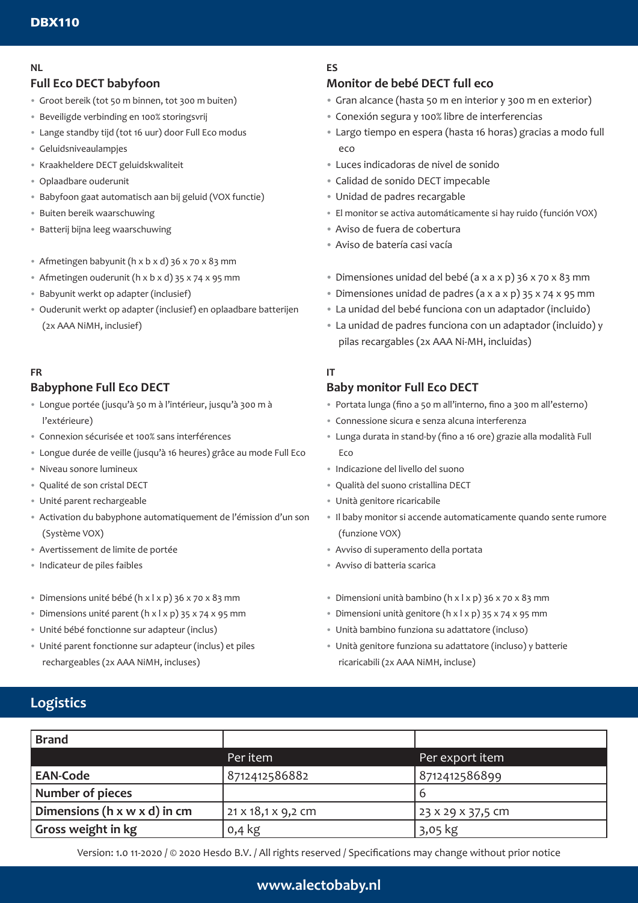DBX110

NL

### Full Eco DECT babyfoon

- Groot bereik (tot 50 m binnen, tot 300 m buiten)
- Beveiligde verbinding en 100% storingsvrij
- Lange standby tijd (tot 16 uur) door Full Eco modus
- Geluidsniveaulampjes
- Kraakheldere DECT geluidskwaliteit
- Oplaadbare ouderunit
- Babyfoon gaat automatisch aan bij geluid (VOX functie)
- Buiten bereik waarschuwing
- Batterij bijna leeg waarschuwing

- Afmetingen babyunit (h x b x d) 36 x 70 x 83 mm
- Afmetingen ouderunit (h x b x d) 35 x 74 x 95 mm
- Babyunit werkt op adapter (inclusief)
- Ouderunit werkt op adapter (inclusief) en oplaadbare batterijen (2x AAA NiMH, inclusief)

FR

### Babyphone Full Eco DECT

- Longue portée (jusqu'à 50 m à l'intérieur, jusqu'à 300 m à l'extérieure)
- Connexion sécurisée et 100% sans interférences
- Longue durée de veille (jusqu'à 16 heures) grâce au mode Full Eco
- Niveau sonore lumineux
- Qualité de son cristal DECT
- Unité parent rechargeable
- Activation du babyphone automatiquement de l'émission d'un son (Système VOX)
- Avertissement de limite de portée
- Indicateur de piles faibles

- Dimensions unité bébé (h x l x p) 36 x 70 x 83 mm
- Dimensions unité parent (h x l x p) 35 x 74 x 95 mm
- Unité bébé fonctionne sur adapteur (inclus)
- Unité parent fonctionne sur adapteur (inclus) et piles rechargeables (2x AAA NiMH, incluses)

ES

### Monitor de bebé DECT full eco

- Gran alcance (hasta 50 m en interior y 300 m en exterior)
- Conexión segura y 100% libre de interferencias
- Largo tiempo en espera (hasta 16 horas) gracias a modo full eco
- Luces indicadoras de nivel de sonido
- Calidad de sonido DECT impecable
- Unidad de padres recargable
- El monitor se activa automáticamente si hay ruido (función VOX)
- Aviso de fuera de cobertura
- Aviso de batería casi vacía

- Dimensiones unidad del bebé (a x a x p) 36 x 70 x 83 mm
- Dimensiones unidad de padres (a x a x p) 35 x 74 x 95 mm
- La unidad del bebé funciona con un adaptador (incluido)
- La unidad de padres funciona con un adaptador (incluido) y pilas recargables (2x AAA Ni-MH, incluidas)

IT

### Baby monitor Full Eco DECT

- Portata lunga (fino a 50 m all'interno, fino a 300 m all'esterno)
- Connessione sicura e senza alcuna interferenza
- Lunga durata in stand-by (fino a 16 ore) grazie alla modalità Full Eco
- Indicazione del livello del suono
- Qualità del suono cristallina DECT
- Unità genitore ricaricabile
- Il baby monitor si accende automaticamente quando sente rumore (funzione VOX)
- Avviso di superamento della portata
- Avviso di batteria scarica

- Dimensioni unità bambino (h x l x p) 36 x 70 x 83 mm
- Dimensioni unità genitore (h x l x p) 35 x 74 x 95 mm
- Unità bambino funziona su adattatore (incluso)
- Unità genitore funziona su adattatore (incluso) y batterie ricaricabili (2x AAA NiMH, incluse)

## Logistics

| Brand | | |
|---|---|---|
| | Per item | Per export item |
| **EAN-Code** | 8712412586882 | 8712412586899 |
| **Number of pieces** | | 6 |
| **Dimensions (h x w x d) in cm** | 21 x 18,1 x 9,2 cm | 23 x 29 x 37,5 cm |
| **Gross weight in kg** | 0,4 kg | 3,05 kg |

Version: 1.0 11-2020 / © 2020 Hesdo B.V. / All rights reserved / Specifications may change without prior notice

www.alectobaby.nl